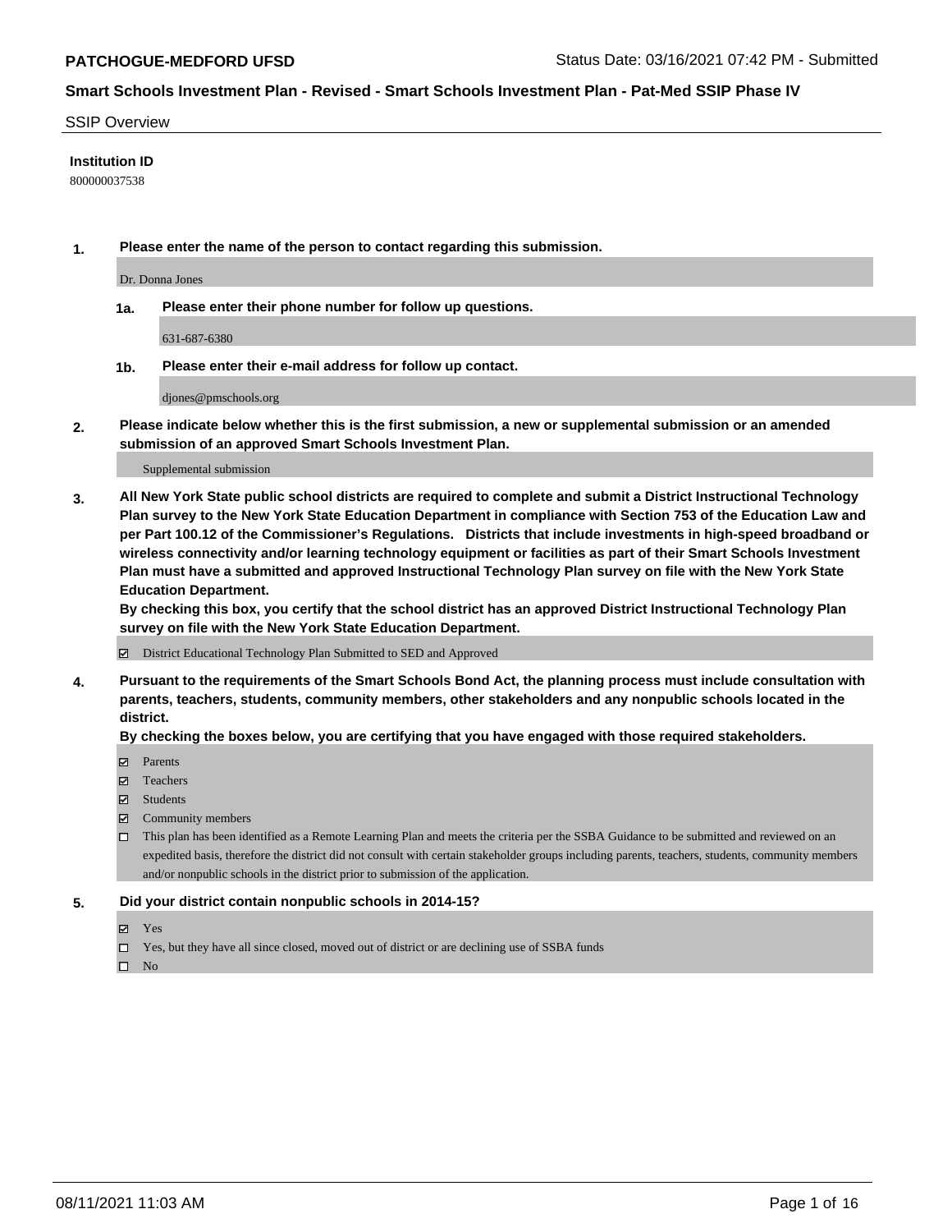# Smart Schools Investment Plan - Revised - Smart Schools Investment Plan - Pat-Med SSIP Phase IV

**PATCHOGUE-MEDFORD UFSD**

Status Date: 03/16/2021 07:42 PM - Submitted

## SSIP Overview

**Institution ID**

800000037538

**1. Please enter the name of the person to contact regarding this submission.**

Dr. Donna Jones

**1a. Please enter their phone number for follow up questions.**

631-687-6380

**1b. Please enter their e-mail address for follow up contact.**

djones@pmschools.org

**2. Please indicate below whether this is the first submission, a new or supplemental submission or an amended submission of an approved Smart Schools Investment Plan.**

Supplemental submission

**3. All New York State public school districts are required to complete and submit a District Instructional Technology Plan survey to the New York State Education Department in compliance with Section 753 of the Education Law and per Part 100.12 of the Commissioner's Regulations. Districts that include investments in high-speed broadband or wireless connectivity and/or learning technology equipment or facilities as part of their Smart Schools Investment Plan must have a submitted and approved Instructional Technology Plan survey on file with the New York State Education Department.**

**By checking this box, you certify that the school district has an approved District Instructional Technology Plan survey on file with the New York State Education Department.**

- [x] District Educational Technology Plan Submitted to SED and Approved

**4. Pursuant to the requirements of the Smart Schools Bond Act, the planning process must include consultation with parents, teachers, students, community members, other stakeholders and any nonpublic schools located in the district.**

**By checking the boxes below, you are certifying that you have engaged with those required stakeholders.**

- [x] Parents
- [x] Teachers
- [x] Students
- [x] Community members
- [ ] This plan has been identified as a Remote Learning Plan and meets the criteria per the SSBA Guidance to be submitted and reviewed on an expedited basis, therefore the district did not consult with certain stakeholder groups including parents, teachers, students, community members and/or nonpublic schools in the district prior to submission of the application.

**5. Did your district contain nonpublic schools in 2014-15?**

- [x] Yes
- [ ] Yes, but they have all since closed, moved out of district or are declining use of SSBA funds
- [ ] No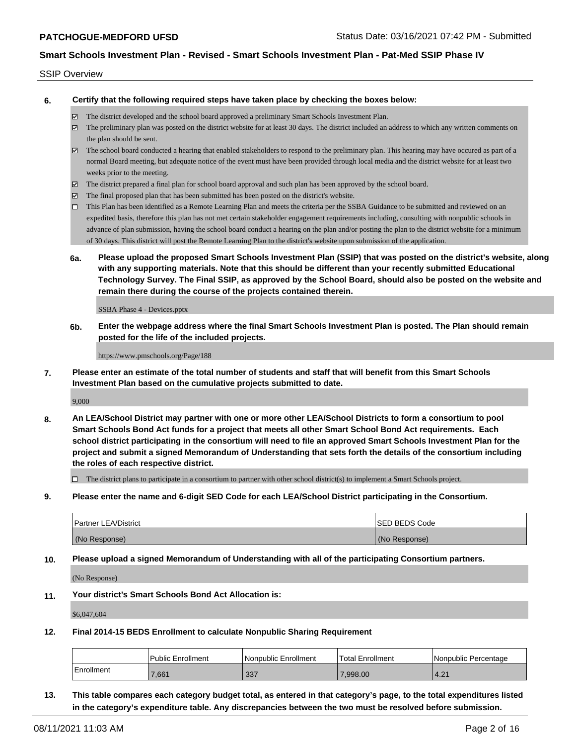SSIP Overview

**6. Certify that the following required steps have taken place by checking the boxes below:**

- ☑ The district developed and the school board approved a preliminary Smart Schools Investment Plan.
- ☑ The preliminary plan was posted on the district website for at least 30 days. The district included an address to which any written comments on the plan should be sent.
- ☑ The school board conducted a hearing that enabled stakeholders to respond to the preliminary plan. This hearing may have occured as part of a normal Board meeting, but adequate notice of the event must have been provided through local media and the district website for at least two weeks prior to the meeting.
- ☑ The district prepared a final plan for school board approval and such plan has been approved by the school board.
- ☑ The final proposed plan that has been submitted has been posted on the district's website.
- ☐ This Plan has been identified as a Remote Learning Plan and meets the criteria per the SSBA Guidance to be submitted and reviewed on an expedited basis, therefore this plan has not met certain stakeholder engagement requirements including, consulting with nonpublic schools in advance of plan submission, having the school board conduct a hearing on the plan and/or posting the plan to the district website for a minimum of 30 days. This district will post the Remote Learning Plan to the district's website upon submission of the application.

**6a. Please upload the proposed Smart Schools Investment Plan (SSIP) that was posted on the district's website, along with any supporting materials. Note that this should be different than your recently submitted Educational Technology Survey. The Final SSIP, as approved by the School Board, should also be posted on the website and remain there during the course of the projects contained therein.**

SSBA Phase 4 - Devices.pptx

**6b. Enter the webpage address where the final Smart Schools Investment Plan is posted. The Plan should remain posted for the life of the included projects.**

https://www.pmschools.org/Page/188

**7. Please enter an estimate of the total number of students and staff that will benefit from this Smart Schools Investment Plan based on the cumulative projects submitted to date.**

9,000

**8. An LEA/School District may partner with one or more other LEA/School Districts to form a consortium to pool Smart Schools Bond Act funds for a project that meets all other Smart School Bond Act requirements. Each school district participating in the consortium will need to file an approved Smart Schools Investment Plan for the project and submit a signed Memorandum of Understanding that sets forth the details of the consortium including the roles of each respective district.**

- ☐ The district plans to participate in a consortium to partner with other school district(s) to implement a Smart Schools project.

**9. Please enter the name and 6-digit SED Code for each LEA/School District participating in the Consortium.**

| Partner LEA/District | SED BEDS Code |
|---|---|
| (No Response) | (No Response) |

**10. Please upload a signed Memorandum of Understanding with all of the participating Consortium partners.**

(No Response)

**11. Your district's Smart Schools Bond Act Allocation is:**

$6,047,604

**12. Final 2014-15 BEDS Enrollment to calculate Nonpublic Sharing Requirement**

| | Public Enrollment | Nonpublic Enrollment | Total Enrollment | Nonpublic Percentage |
|---|---|---|---|---|
| Enrollment | 7,661 | 337 | 7,998.00 | 4.21 |

**13. This table compares each category budget total, as entered in that category's page, to the total expenditures listed in the category's expenditure table. Any discrepancies between the two must be resolved before submission.**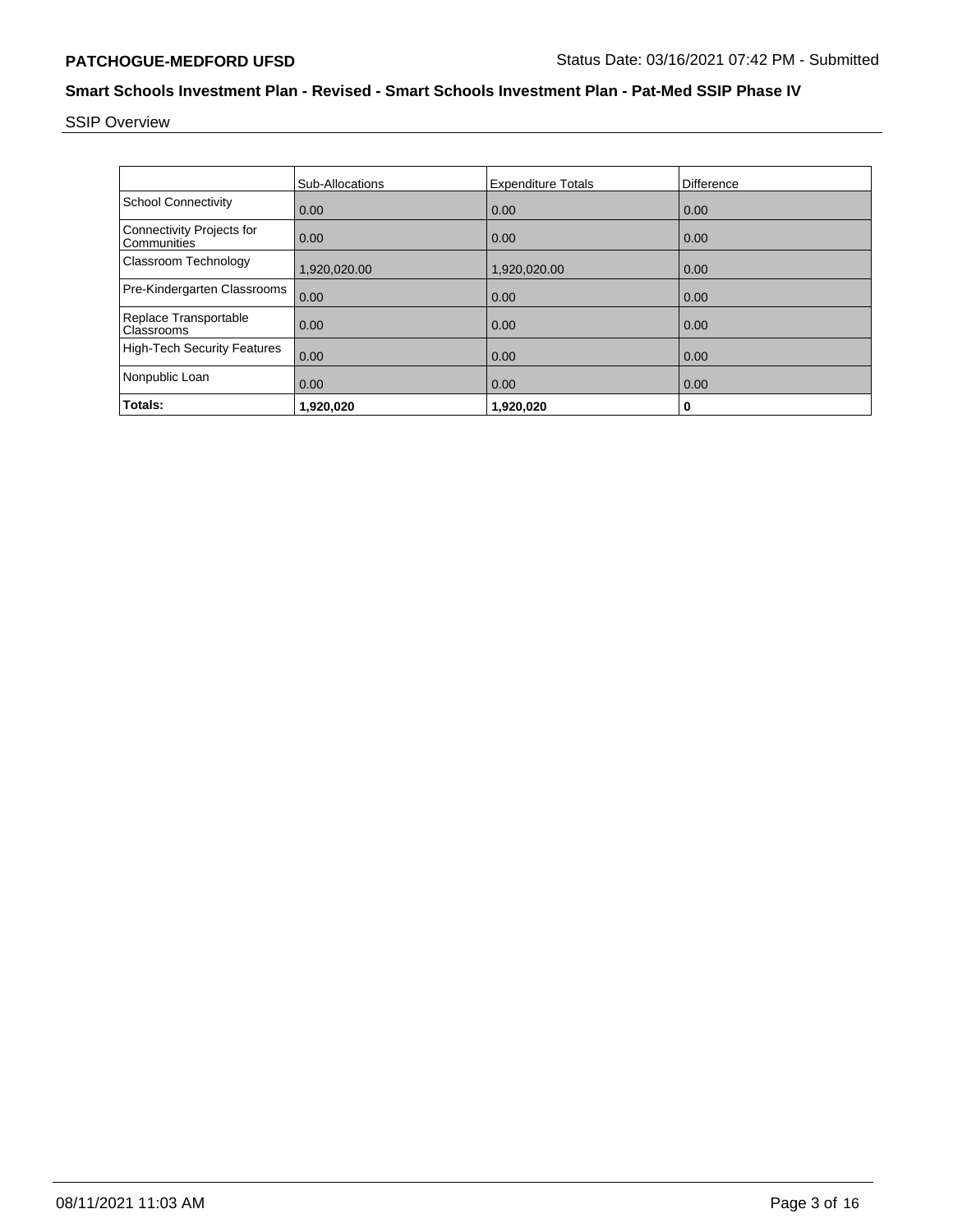## SSIP Overview

| | Sub-Allocations | Expenditure Totals | Difference |
|---|---|---|---|
| School Connectivity | 0.00 | 0.00 | 0.00 |
| Connectivity Projects for Communities | 0.00 | 0.00 | 0.00 |
| Classroom Technology | 1,920,020.00 | 1,920,020.00 | 0.00 |
| Pre-Kindergarten Classrooms | 0.00 | 0.00 | 0.00 |
| Replace Transportable Classrooms | 0.00 | 0.00 | 0.00 |
| High-Tech Security Features | 0.00 | 0.00 | 0.00 |
| Nonpublic Loan | 0.00 | 0.00 | 0.00 |
| **Totals:** | **1,920,020** | **1,920,020** | **0** |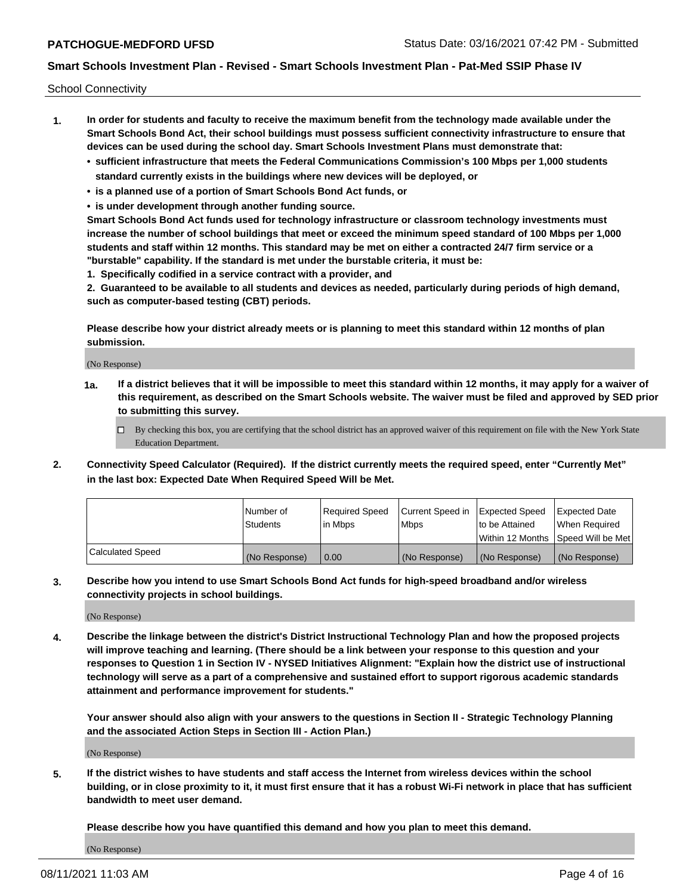School Connectivity

1. **In order for students and faculty to receive the maximum benefit from the technology made available under the Smart Schools Bond Act, their school buildings must possess sufficient connectivity infrastructure to ensure that devices can be used during the school day. Smart Schools Investment Plans must demonstrate that:**
   - **sufficient infrastructure that meets the Federal Communications Commission's 100 Mbps per 1,000 students standard currently exists in the buildings where new devices will be deployed, or**
   - **is a planned use of a portion of Smart Schools Bond Act funds, or**
   - **is under development through another funding source.**

   **Smart Schools Bond Act funds used for technology infrastructure or classroom technology investments must increase the number of school buildings that meet or exceed the minimum speed standard of 100 Mbps per 1,000 students and staff within 12 months. This standard may be met on either a contracted 24/7 firm service or a "burstable" capability. If the standard is met under the burstable criteria, it must be:**

   **1. Specifically codified in a service contract with a provider, and**

   **2. Guaranteed to be available to all students and devices as needed, particularly during periods of high demand, such as computer-based testing (CBT) periods.**

   **Please describe how your district already meets or is planning to meet this standard within 12 months of plan submission.**

   (No Response)

   **1a. If a district believes that it will be impossible to meet this standard within 12 months, it may apply for a waiver of this requirement, as described on the Smart Schools website. The waiver must be filed and approved by SED prior to submitting this survey.**

   ☐ By checking this box, you are certifying that the school district has an approved waiver of this requirement on file with the New York State Education Department.

2. **Connectivity Speed Calculator (Required). If the district currently meets the required speed, enter "Currently Met" in the last box: Expected Date When Required Speed Will be Met.**

|  | Number of Students | Required Speed in Mbps | Current Speed in Mbps | Expected Speed to be Attained Within 12 Months | Expected Date When Required Speed Will be Met |
|---|---|---|---|---|---|
| Calculated Speed | (No Response) | 0.00 | (No Response) | (No Response) | (No Response) |

3. **Describe how you intend to use Smart Schools Bond Act funds for high-speed broadband and/or wireless connectivity projects in school buildings.**

   (No Response)

4. **Describe the linkage between the district's District Instructional Technology Plan and how the proposed projects will improve teaching and learning. (There should be a link between your response to this question and your responses to Question 1 in Section IV - NYSED Initiatives Alignment: "Explain how the district use of instructional technology will serve as a part of a comprehensive and sustained effort to support rigorous academic standards attainment and performance improvement for students."**

   **Your answer should also align with your answers to the questions in Section II - Strategic Technology Planning and the associated Action Steps in Section III - Action Plan.)**

   (No Response)

5. **If the district wishes to have students and staff access the Internet from wireless devices within the school building, or in close proximity to it, it must first ensure that it has a robust Wi-Fi network in place that has sufficient bandwidth to meet user demand.**

   **Please describe how you have quantified this demand and how you plan to meet this demand.**

   (No Response)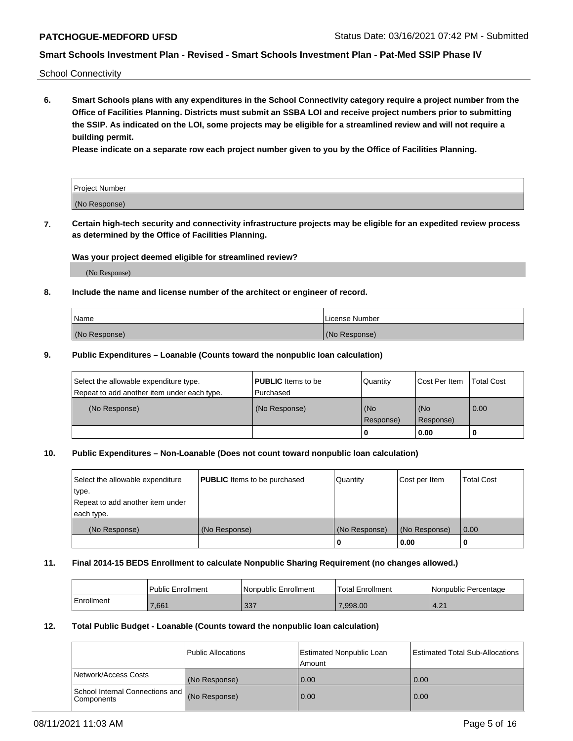School Connectivity

**6. Smart Schools plans with any expenditures in the School Connectivity category require a project number from the Office of Facilities Planning. Districts must submit an SSBA LOI and receive project numbers prior to submitting the SSIP. As indicated on the LOI, some projects may be eligible for a streamlined review and will not require a building permit.**

**Please indicate on a separate row each project number given to you by the Office of Facilities Planning.**

| Project Number |
|---|
| (No Response) |

**7. Certain high-tech security and connectivity infrastructure projects may be eligible for an expedited review process as determined by the Office of Facilities Planning.**

**Was your project deemed eligible for streamlined review?**

(No Response)

**8. Include the name and license number of the architect or engineer of record.**

| Name | License Number |
|---|---|
| (No Response) | (No Response) |

**9. Public Expenditures – Loanable (Counts toward the nonpublic loan calculation)**

| Select the allowable expenditure type. Repeat to add another item under each type. | **PUBLIC** Items to be Purchased | Quantity | Cost Per Item | Total Cost |
|---|---|---|---|---|
| (No Response) | (No Response) | (No Response) | (No Response) | 0.00 |
| | | 0 | 0.00 | 0 |

**10. Public Expenditures – Non-Loanable (Does not count toward nonpublic loan calculation)**

| Select the allowable expenditure type. Repeat to add another item under each type. | **PUBLIC** Items to be purchased | Quantity | Cost per Item | Total Cost |
|---|---|---|---|---|
| (No Response) | (No Response) | (No Response) | (No Response) | 0.00 |
| | | 0 | 0.00 | 0 |

**11. Final 2014-15 BEDS Enrollment to calculate Nonpublic Sharing Requirement (no changes allowed.)**

| | Public Enrollment | Nonpublic Enrollment | Total Enrollment | Nonpublic Percentage |
|---|---|---|---|---|
| Enrollment | 7,661 | 337 | 7,998.00 | 4.21 |

**12. Total Public Budget - Loanable (Counts toward the nonpublic loan calculation)**

| | Public Allocations | Estimated Nonpublic Loan Amount | Estimated Total Sub-Allocations |
|---|---|---|---|
| Network/Access Costs | (No Response) | 0.00 | 0.00 |
| School Internal Connections and Components | (No Response) | 0.00 | 0.00 |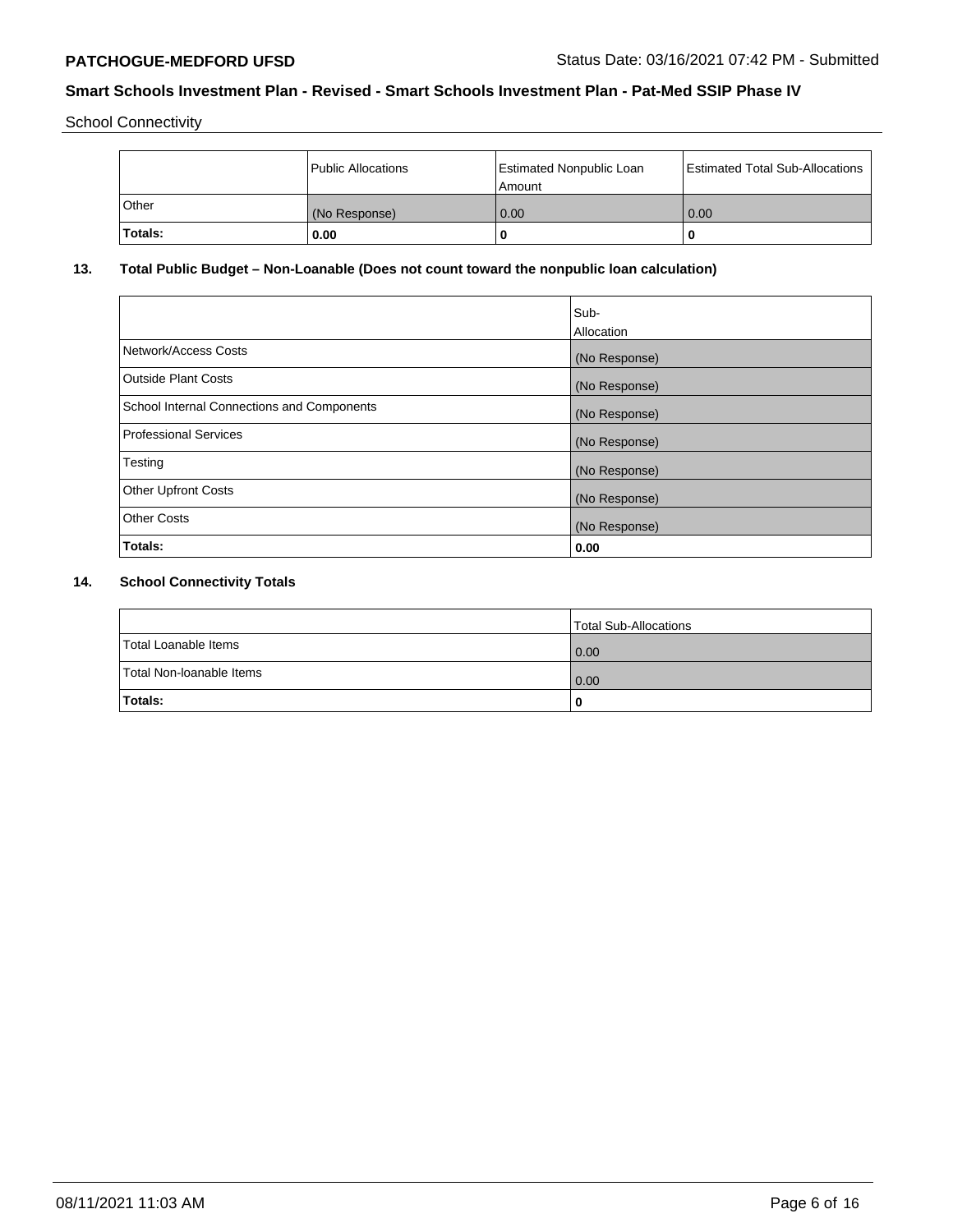School Connectivity

| | Public Allocations | Estimated Nonpublic Loan Amount | Estimated Total Sub-Allocations |
|---|---|---|---|
| Other | (No Response) | 0.00 | 0.00 |
| **Totals:** | **0.00** | **0** | **0** |

## 13. Total Public Budget – Non-Loanable (Does not count toward the nonpublic loan calculation)

| | Sub-Allocation |
|---|---|
| Network/Access Costs | (No Response) |
| Outside Plant Costs | (No Response) |
| School Internal Connections and Components | (No Response) |
| Professional Services | (No Response) |
| Testing | (No Response) |
| Other Upfront Costs | (No Response) |
| Other Costs | (No Response) |
| **Totals:** | **0.00** |

## 14. School Connectivity Totals

| | Total Sub-Allocations |
|---|---|
| Total Loanable Items | 0.00 |
| Total Non-loanable Items | 0.00 |
| **Totals:** | **0** |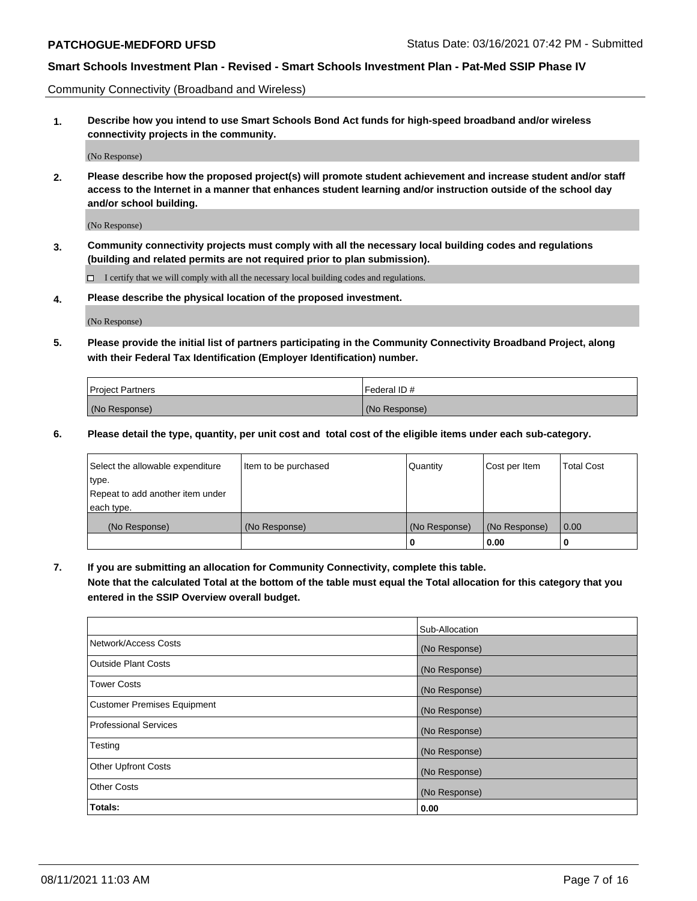Community Connectivity (Broadband and Wireless)

**1. Describe how you intend to use Smart Schools Bond Act funds for high-speed broadband and/or wireless connectivity projects in the community.**

(No Response)

**2. Please describe how the proposed project(s) will promote student achievement and increase student and/or staff access to the Internet in a manner that enhances student learning and/or instruction outside of the school day and/or school building.**

(No Response)

**3. Community connectivity projects must comply with all the necessary local building codes and regulations (building and related permits are not required prior to plan submission).**

☐ I certify that we will comply with all the necessary local building codes and regulations.

**4. Please describe the physical location of the proposed investment.**

(No Response)

**5. Please provide the initial list of partners participating in the Community Connectivity Broadband Project, along with their Federal Tax Identification (Employer Identification) number.**

| Project Partners | Federal ID # |
|---|---|
| (No Response) | (No Response) |

**6. Please detail the type, quantity, per unit cost and total cost of the eligible items under each sub-category.**

| Select the allowable expenditure type. Repeat to add another item under each type. | Item to be purchased | Quantity | Cost per Item | Total Cost |
|---|---|---|---|---|
| (No Response) | (No Response) | (No Response) | (No Response) | 0.00 |
| | | **0** | **0.00** | **0** |

**7. If you are submitting an allocation for Community Connectivity, complete this table. Note that the calculated Total at the bottom of the table must equal the Total allocation for this category that you entered in the SSIP Overview overall budget.**

| | Sub-Allocation |
|---|---|
| Network/Access Costs | (No Response) |
| Outside Plant Costs | (No Response) |
| Tower Costs | (No Response) |
| Customer Premises Equipment | (No Response) |
| Professional Services | (No Response) |
| Testing | (No Response) |
| Other Upfront Costs | (No Response) |
| Other Costs | (No Response) |
| **Totals:** | **0.00** |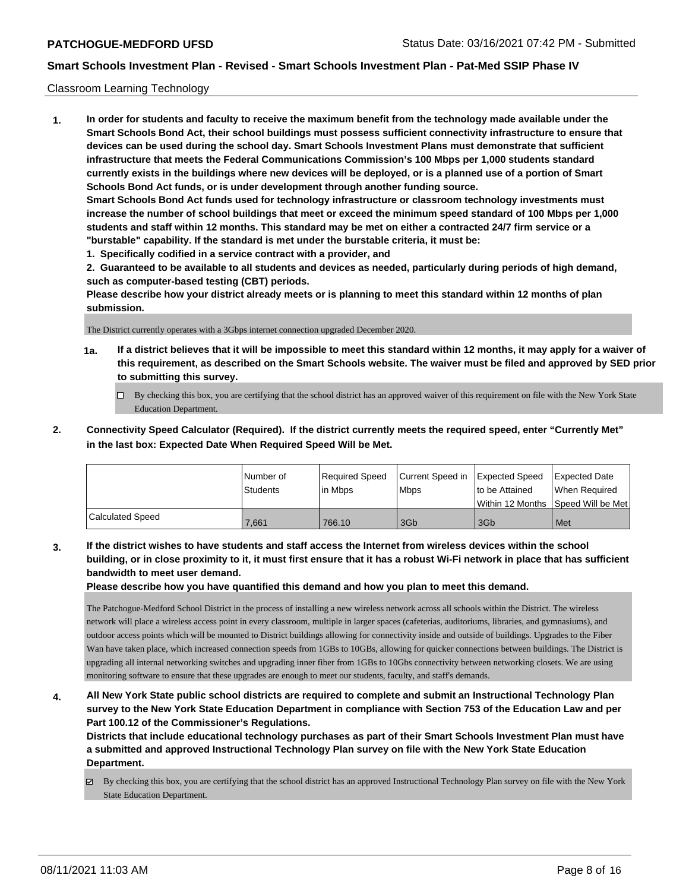Classroom Learning Technology

**1. In order for students and faculty to receive the maximum benefit from the technology made available under the Smart Schools Bond Act, their school buildings must possess sufficient connectivity infrastructure to ensure that devices can be used during the school day. Smart Schools Investment Plans must demonstrate that sufficient infrastructure that meets the Federal Communications Commission's 100 Mbps per 1,000 students standard currently exists in the buildings where new devices will be deployed, or is a planned use of a portion of Smart Schools Bond Act funds, or is under development through another funding source.**

**Smart Schools Bond Act funds used for technology infrastructure or classroom technology investments must increase the number of school buildings that meet or exceed the minimum speed standard of 100 Mbps per 1,000 students and staff within 12 months. This standard may be met on either a contracted 24/7 firm service or a "burstable" capability. If the standard is met under the burstable criteria, it must be:**

**1. Specifically codified in a service contract with a provider, and**

**2. Guaranteed to be available to all students and devices as needed, particularly during periods of high demand, such as computer-based testing (CBT) periods.**

**Please describe how your district already meets or is planning to meet this standard within 12 months of plan submission.**

The District currently operates with a 3Gbps internet connection upgraded December 2020.

**1a. If a district believes that it will be impossible to meet this standard within 12 months, it may apply for a waiver of this requirement, as described on the Smart Schools website. The waiver must be filed and approved by SED prior to submitting this survey.**

☐ By checking this box, you are certifying that the school district has an approved waiver of this requirement on file with the New York State Education Department.

**2. Connectivity Speed Calculator (Required). If the district currently meets the required speed, enter "Currently Met" in the last box: Expected Date When Required Speed Will be Met.**

| | Number of Students | Required Speed in Mbps | Current Speed in Mbps | Expected Speed to be Attained Within 12 Months | Expected Date When Required Speed Will be Met |
|---|---|---|---|---|---|
| Calculated Speed | 7,661 | 766.10 | 3Gb | 3Gb | Met |

**3. If the district wishes to have students and staff access the Internet from wireless devices within the school building, or in close proximity to it, it must first ensure that it has a robust Wi-Fi network in place that has sufficient bandwidth to meet user demand.**

**Please describe how you have quantified this demand and how you plan to meet this demand.**

The Patchogue-Medford School District in the process of installing a new wireless network across all schools within the District. The wireless network will place a wireless access point in every classroom, multiple in larger spaces (cafeterias, auditoriums, libraries, and gymnasiums), and outdoor access points which will be mounted to District buildings allowing for connectivity inside and outside of buildings. Upgrades to the Fiber Wan have taken place, which increased connection speeds from 1GBs to 10GBs, allowing for quicker connections between buildings. The District is upgrading all internal networking switches and upgrading inner fiber from 1GBs to 10Gbs connectivity between networking closets. We are using monitoring software to ensure that these upgrades are enough to meet our students, faculty, and staff's demands.

**4. All New York State public school districts are required to complete and submit an Instructional Technology Plan survey to the New York State Education Department in compliance with Section 753 of the Education Law and per Part 100.12 of the Commissioner's Regulations.**

**Districts that include educational technology purchases as part of their Smart Schools Investment Plan must have a submitted and approved Instructional Technology Plan survey on file with the New York State Education Department.**

☑ By checking this box, you are certifying that the school district has an approved Instructional Technology Plan survey on file with the New York State Education Department.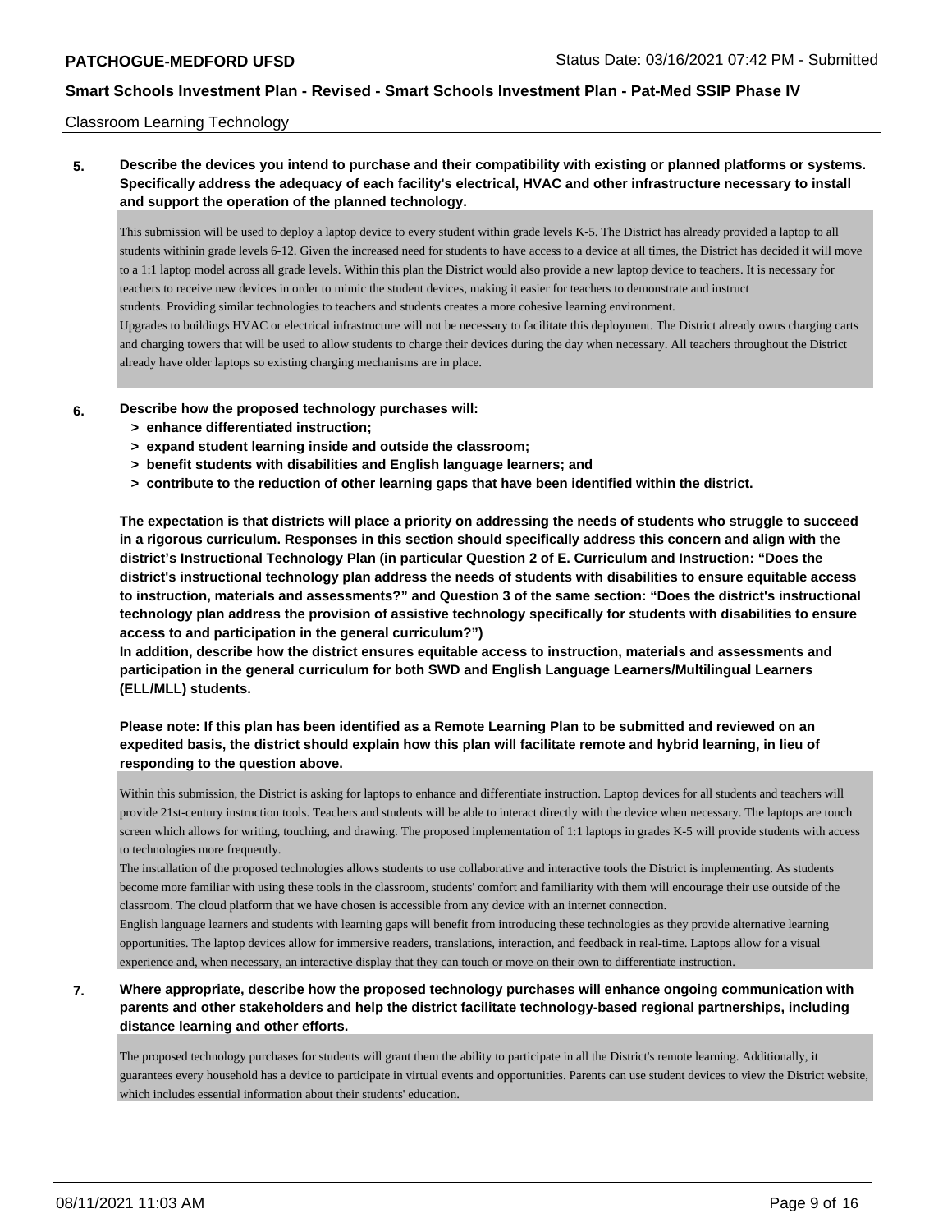Classroom Learning Technology

**5. Describe the devices you intend to purchase and their compatibility with existing or planned platforms or systems. Specifically address the adequacy of each facility's electrical, HVAC and other infrastructure necessary to install and support the operation of the planned technology.**

This submission will be used to deploy a laptop device to every student within grade levels K-5. The District has already provided a laptop to all students withinin grade levels 6-12. Given the increased need for students to have access to a device at all times, the District has decided it will move to a 1:1 laptop model across all grade levels. Within this plan the District would also provide a new laptop device to teachers. It is necessary for teachers to receive new devices in order to mimic the student devices, making it easier for teachers to demonstrate and instruct students. Providing similar technologies to teachers and students creates a more cohesive learning environment.
Upgrades to buildings HVAC or electrical infrastructure will not be necessary to facilitate this deployment. The District already owns charging carts and charging towers that will be used to allow students to charge their devices during the day when necessary. All teachers throughout the District already have older laptops so existing charging mechanisms are in place.

**6. Describe how the proposed technology purchases will:**
- **> enhance differentiated instruction;**
- **> expand student learning inside and outside the classroom;**
- **> benefit students with disabilities and English language learners; and**
- **> contribute to the reduction of other learning gaps that have been identified within the district.**

**The expectation is that districts will place a priority on addressing the needs of students who struggle to succeed in a rigorous curriculum. Responses in this section should specifically address this concern and align with the district's Instructional Technology Plan (in particular Question 2 of E. Curriculum and Instruction: "Does the district's instructional technology plan address the needs of students with disabilities to ensure equitable access to instruction, materials and assessments?" and Question 3 of the same section: "Does the district's instructional technology plan address the provision of assistive technology specifically for students with disabilities to ensure access to and participation in the general curriculum?")**
**In addition, describe how the district ensures equitable access to instruction, materials and assessments and participation in the general curriculum for both SWD and English Language Learners/Multilingual Learners (ELL/MLL) students.**

**Please note: If this plan has been identified as a Remote Learning Plan to be submitted and reviewed on an expedited basis, the district should explain how this plan will facilitate remote and hybrid learning, in lieu of responding to the question above.**

Within this submission, the District is asking for laptops to enhance and differentiate instruction. Laptop devices for all students and teachers will provide 21st-century instruction tools. Teachers and students will be able to interact directly with the device when necessary. The laptops are touch screen which allows for writing, touching, and drawing. The proposed implementation of 1:1 laptops in grades K-5 will provide students with access to technologies more frequently.
The installation of the proposed technologies allows students to use collaborative and interactive tools the District is implementing. As students become more familiar with using these tools in the classroom, students' comfort and familiarity with them will encourage their use outside of the classroom. The cloud platform that we have chosen is accessible from any device with an internet connection.
English language learners and students with learning gaps will benefit from introducing these technologies as they provide alternative learning opportunities. The laptop devices allow for immersive readers, translations, interaction, and feedback in real-time. Laptops allow for a visual experience and, when necessary, an interactive display that they can touch or move on their own to differentiate instruction.

**7. Where appropriate, describe how the proposed technology purchases will enhance ongoing communication with parents and other stakeholders and help the district facilitate technology-based regional partnerships, including distance learning and other efforts.**

The proposed technology purchases for students will grant them the ability to participate in all the District's remote learning. Additionally, it guarantees every household has a device to participate in virtual events and opportunities. Parents can use student devices to view the District website, which includes essential information about their students' education.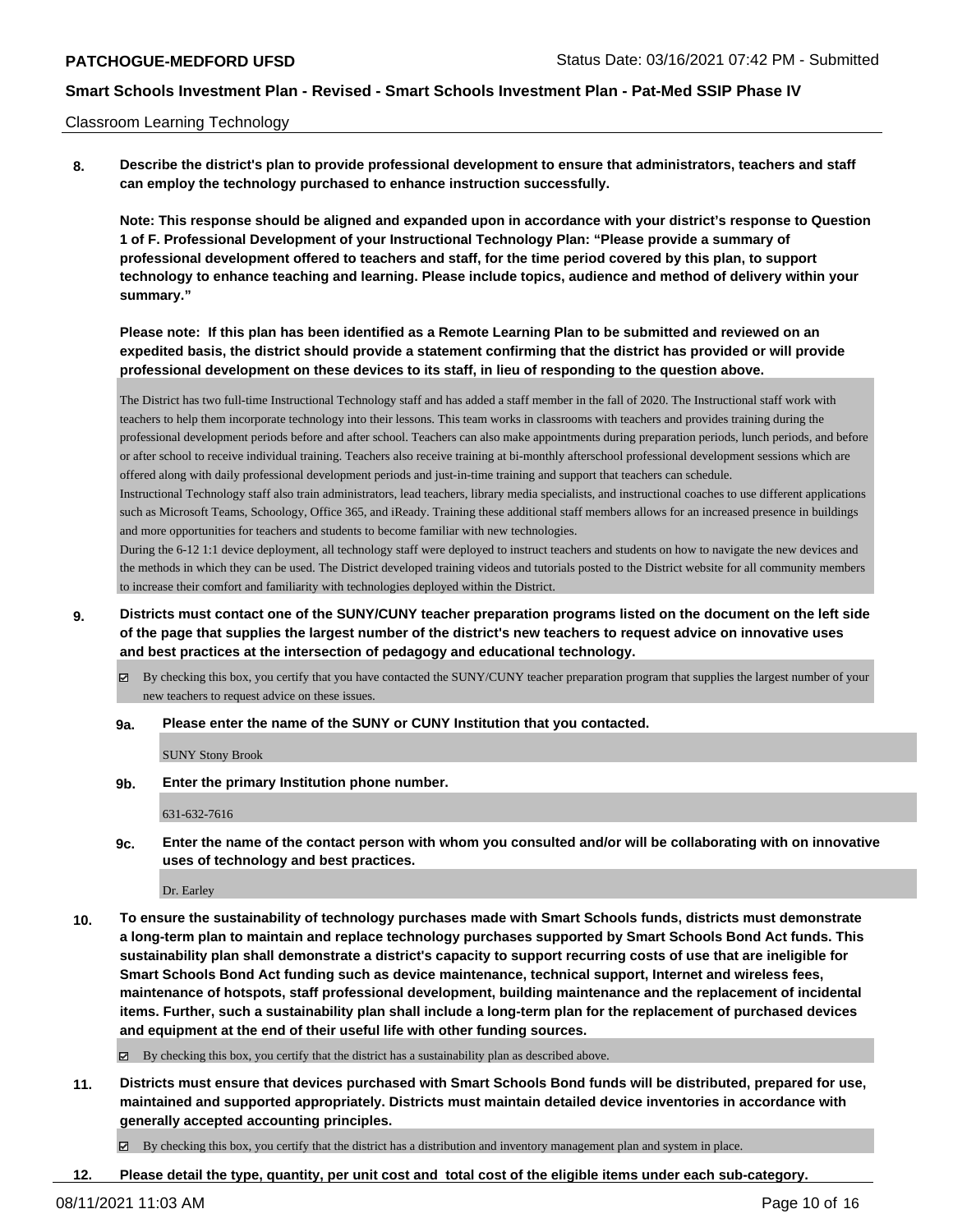Classroom Learning Technology

**8. Describe the district's plan to provide professional development to ensure that administrators, teachers and staff can employ the technology purchased to enhance instruction successfully.**

**Note: This response should be aligned and expanded upon in accordance with your district's response to Question 1 of F. Professional Development of your Instructional Technology Plan: "Please provide a summary of professional development offered to teachers and staff, for the time period covered by this plan, to support technology to enhance teaching and learning. Please include topics, audience and method of delivery within your summary."**

**Please note: If this plan has been identified as a Remote Learning Plan to be submitted and reviewed on an expedited basis, the district should provide a statement confirming that the district has provided or will provide professional development on these devices to its staff, in lieu of responding to the question above.**

The District has two full-time Instructional Technology staff and has added a staff member in the fall of 2020. The Instructional staff work with teachers to help them incorporate technology into their lessons. This team works in classrooms with teachers and provides training during the professional development periods before and after school. Teachers can also make appointments during preparation periods, lunch periods, and before or after school to receive individual training. Teachers also receive training at bi-monthly afterschool professional development sessions which are offered along with daily professional development periods and just-in-time training and support that teachers can schedule.

Instructional Technology staff also train administrators, lead teachers, library media specialists, and instructional coaches to use different applications such as Microsoft Teams, Schoology, Office 365, and iReady. Training these additional staff members allows for an increased presence in buildings and more opportunities for teachers and students to become familiar with new technologies.

During the 6-12 1:1 device deployment, all technology staff were deployed to instruct teachers and students on how to navigate the new devices and the methods in which they can be used. The District developed training videos and tutorials posted to the District website for all community members to increase their comfort and familiarity with technologies deployed within the District.

**9. Districts must contact one of the SUNY/CUNY teacher preparation programs listed on the document on the left side of the page that supplies the largest number of the district's new teachers to request advice on innovative uses and best practices at the intersection of pedagogy and educational technology.**

☑ By checking this box, you certify that you have contacted the SUNY/CUNY teacher preparation program that supplies the largest number of your new teachers to request advice on these issues.

**9a. Please enter the name of the SUNY or CUNY Institution that you contacted.**

SUNY Stony Brook

**9b. Enter the primary Institution phone number.**

631-632-7616

**9c. Enter the name of the contact person with whom you consulted and/or will be collaborating with on innovative uses of technology and best practices.**

Dr. Earley

**10. To ensure the sustainability of technology purchases made with Smart Schools funds, districts must demonstrate a long-term plan to maintain and replace technology purchases supported by Smart Schools Bond Act funds. This sustainability plan shall demonstrate a district's capacity to support recurring costs of use that are ineligible for Smart Schools Bond Act funding such as device maintenance, technical support, Internet and wireless fees, maintenance of hotspots, staff professional development, building maintenance and the replacement of incidental items. Further, such a sustainability plan shall include a long-term plan for the replacement of purchased devices and equipment at the end of their useful life with other funding sources.**

☑ By checking this box, you certify that the district has a sustainability plan as described above.

**11. Districts must ensure that devices purchased with Smart Schools Bond funds will be distributed, prepared for use, maintained and supported appropriately. Districts must maintain detailed device inventories in accordance with generally accepted accounting principles.**

☑ By checking this box, you certify that the district has a distribution and inventory management plan and system in place.

**12. Please detail the type, quantity, per unit cost and total cost of the eligible items under each sub-category.**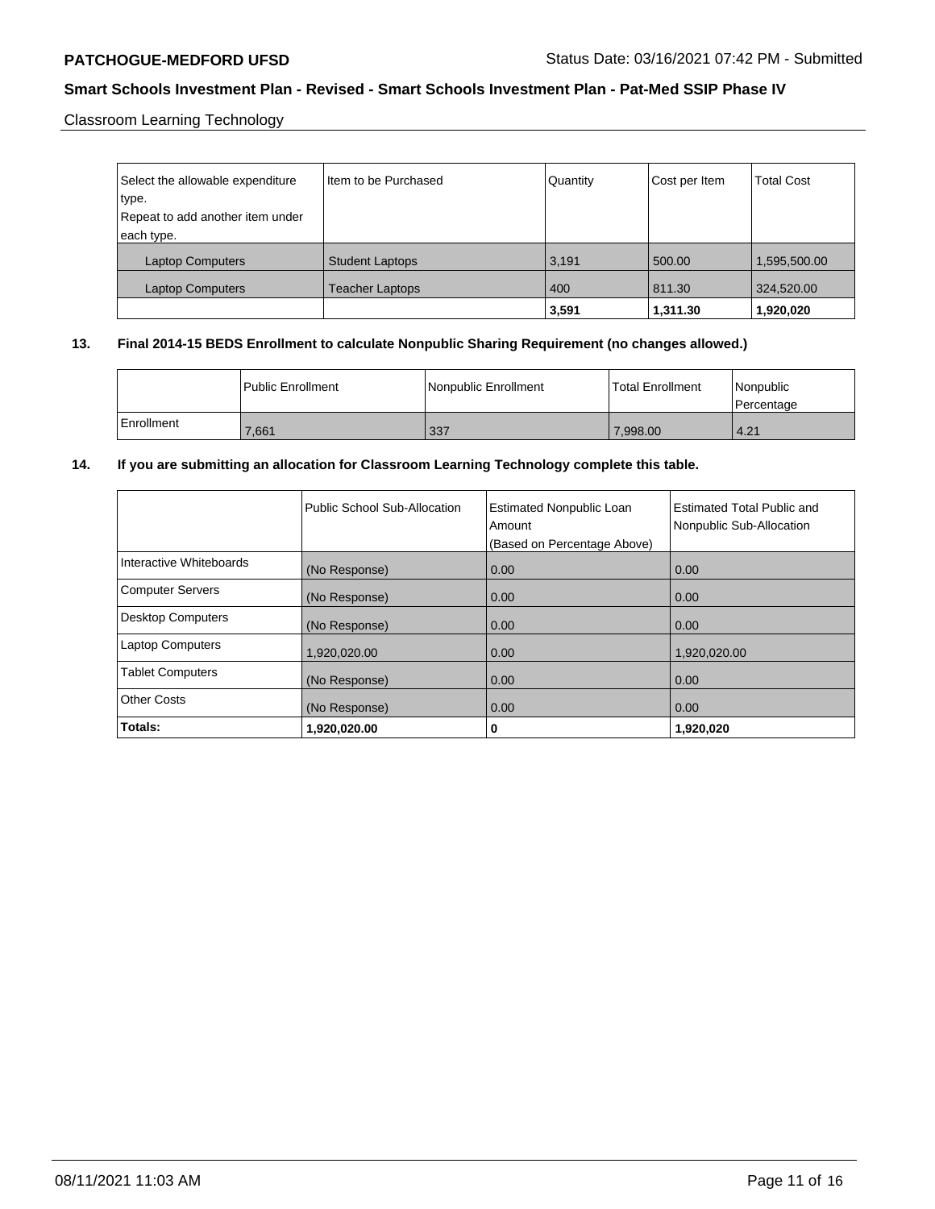Classroom Learning Technology

| Select the allowable expenditure type. Repeat to add another item under each type. | Item to be Purchased | Quantity | Cost per Item | Total Cost |
| --- | --- | --- | --- | --- |
| Laptop Computers | Student Laptops | 3,191 | 500.00 | 1,595,500.00 |
| Laptop Computers | Teacher Laptops | 400 | 811.30 | 324,520.00 |
| | | **3,591** | **1,311.30** | **1,920,020** |

**13. Final 2014-15 BEDS Enrollment to calculate Nonpublic Sharing Requirement (no changes allowed.)**

| | Public Enrollment | Nonpublic Enrollment | Total Enrollment | Nonpublic Percentage |
| --- | --- | --- | --- | --- |
| Enrollment | 7,661 | 337 | 7,998.00 | 4.21 |

**14. If you are submitting an allocation for Classroom Learning Technology complete this table.**

| | Public School Sub-Allocation | Estimated Nonpublic Loan Amount (Based on Percentage Above) | Estimated Total Public and Nonpublic Sub-Allocation |
| --- | --- | --- | --- |
| Interactive Whiteboards | (No Response) | 0.00 | 0.00 |
| Computer Servers | (No Response) | 0.00 | 0.00 |
| Desktop Computers | (No Response) | 0.00 | 0.00 |
| Laptop Computers | 1,920,020.00 | 0.00 | 1,920,020.00 |
| Tablet Computers | (No Response) | 0.00 | 0.00 |
| Other Costs | (No Response) | 0.00 | 0.00 |
| **Totals:** | **1,920,020.00** | **0** | **1,920,020** |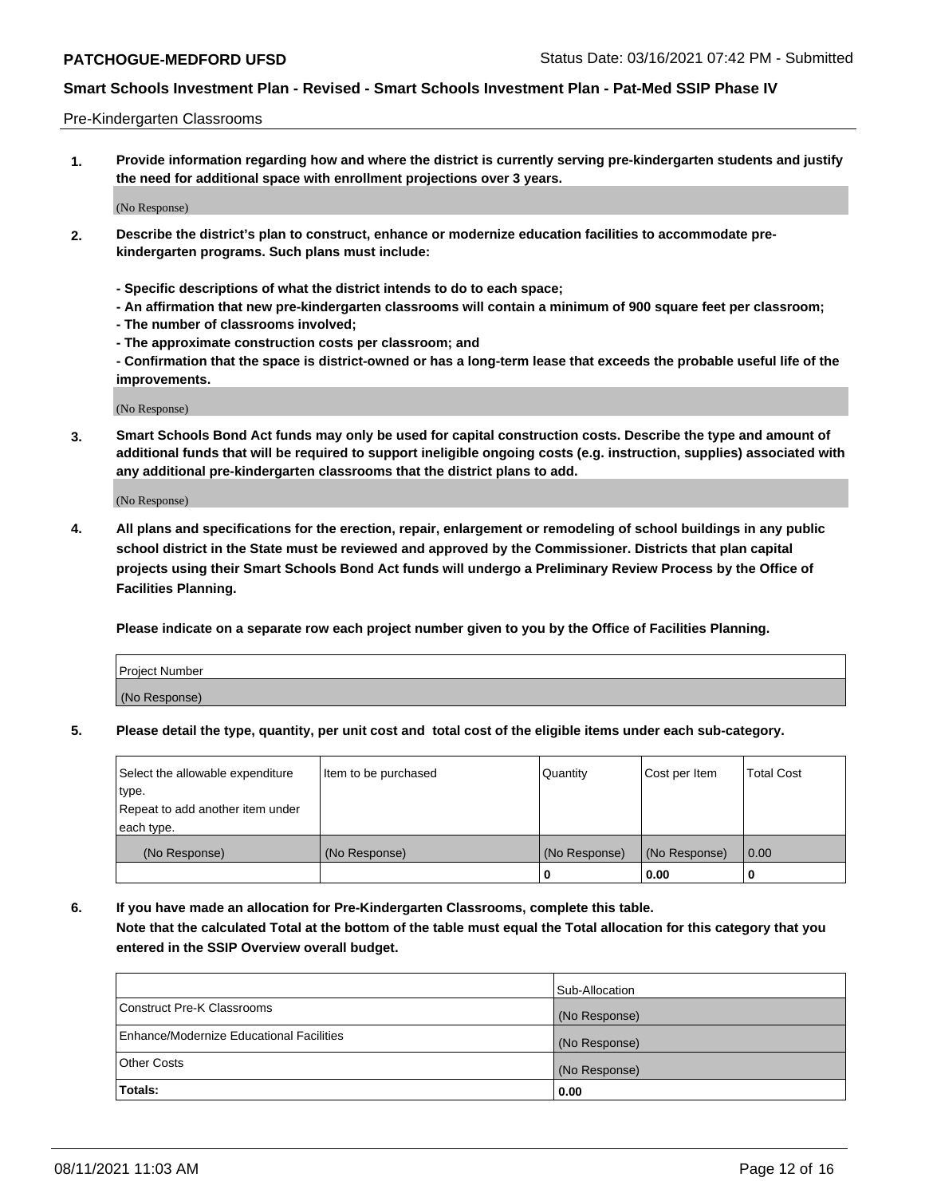Pre-Kindergarten Classrooms

**1. Provide information regarding how and where the district is currently serving pre-kindergarten students and justify the need for additional space with enrollment projections over 3 years.**

(No Response)

**2. Describe the district's plan to construct, enhance or modernize education facilities to accommodate pre-kindergarten programs. Such plans must include:**

**- Specific descriptions of what the district intends to do to each space;**
**- An affirmation that new pre-kindergarten classrooms will contain a minimum of 900 square feet per classroom;**
**- The number of classrooms involved;**
**- The approximate construction costs per classroom; and**
**- Confirmation that the space is district-owned or has a long-term lease that exceeds the probable useful life of the improvements.**

(No Response)

**3. Smart Schools Bond Act funds may only be used for capital construction costs. Describe the type and amount of additional funds that will be required to support ineligible ongoing costs (e.g. instruction, supplies) associated with any additional pre-kindergarten classrooms that the district plans to add.**

(No Response)

**4. All plans and specifications for the erection, repair, enlargement or remodeling of school buildings in any public school district in the State must be reviewed and approved by the Commissioner. Districts that plan capital projects using their Smart Schools Bond Act funds will undergo a Preliminary Review Process by the Office of Facilities Planning.**

**Please indicate on a separate row each project number given to you by the Office of Facilities Planning.**

| Project Number |
| --- |
| (No Response) |

**5. Please detail the type, quantity, per unit cost and total cost of the eligible items under each sub-category.**

| Select the allowable expenditure type. Repeat to add another item under each type. | Item to be purchased | Quantity | Cost per Item | Total Cost |
| --- | --- | --- | --- | --- |
| (No Response) | (No Response) | (No Response) | (No Response) | 0.00 |
| | | 0 | 0.00 | 0 |

**6. If you have made an allocation for Pre-Kindergarten Classrooms, complete this table. Note that the calculated Total at the bottom of the table must equal the Total allocation for this category that you entered in the SSIP Overview overall budget.**

| | Sub-Allocation |
| --- | --- |
| Construct Pre-K Classrooms | (No Response) |
| Enhance/Modernize Educational Facilities | (No Response) |
| Other Costs | (No Response) |
| **Totals:** | **0.00** |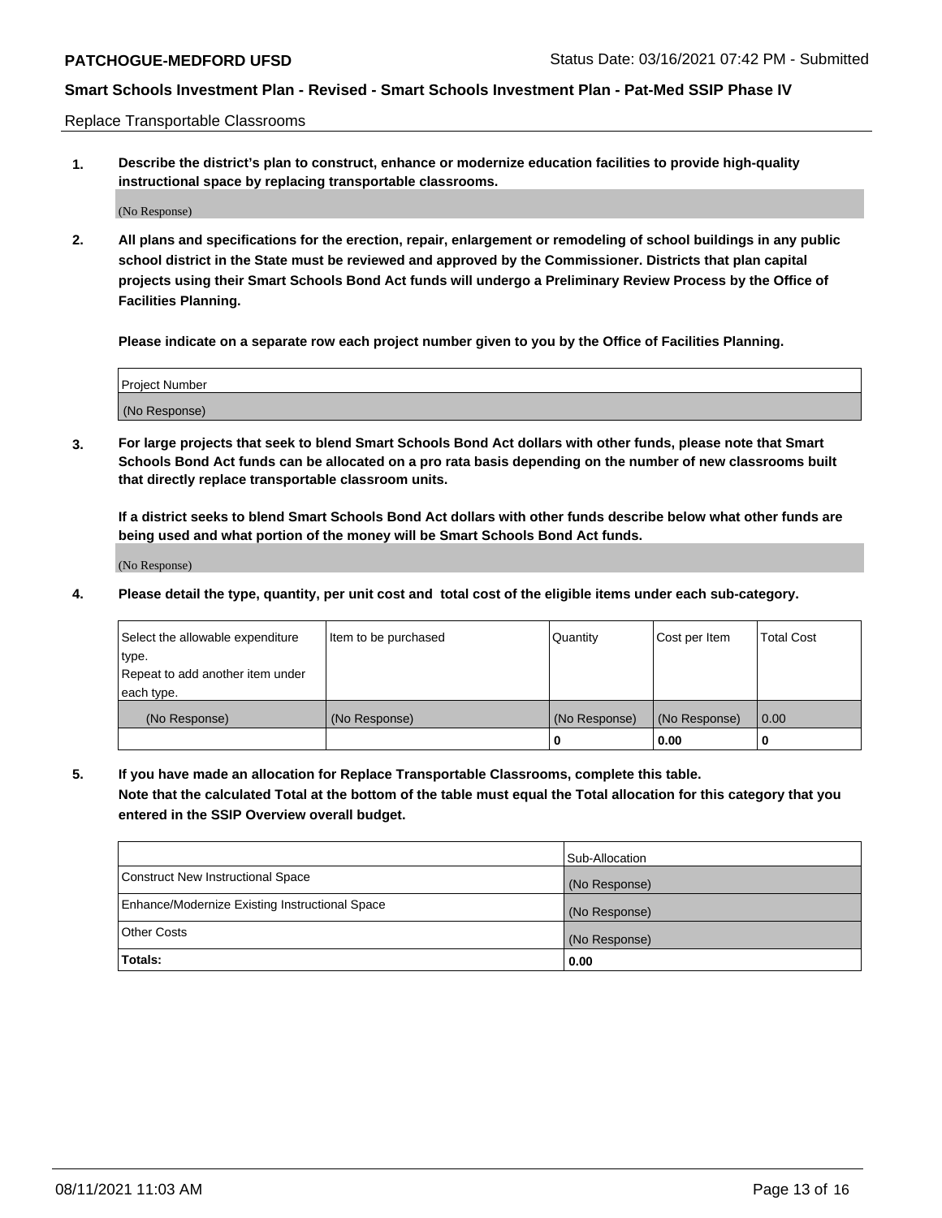Replace Transportable Classrooms

**1. Describe the district's plan to construct, enhance or modernize education facilities to provide high-quality instructional space by replacing transportable classrooms.**

(No Response)

**2. All plans and specifications for the erection, repair, enlargement or remodeling of school buildings in any public school district in the State must be reviewed and approved by the Commissioner. Districts that plan capital projects using their Smart Schools Bond Act funds will undergo a Preliminary Review Process by the Office of Facilities Planning.**

**Please indicate on a separate row each project number given to you by the Office of Facilities Planning.**

| Project Number |
| --- |
| (No Response) |

**3. For large projects that seek to blend Smart Schools Bond Act dollars with other funds, please note that Smart Schools Bond Act funds can be allocated on a pro rata basis depending on the number of new classrooms built that directly replace transportable classroom units.**

**If a district seeks to blend Smart Schools Bond Act dollars with other funds describe below what other funds are being used and what portion of the money will be Smart Schools Bond Act funds.**

(No Response)

**4. Please detail the type, quantity, per unit cost and total cost of the eligible items under each sub-category.**

| Select the allowable expenditure type. Repeat to add another item under each type. | Item to be purchased | Quantity | Cost per Item | Total Cost |
| --- | --- | --- | --- | --- |
| (No Response) | (No Response) | (No Response) | (No Response) | 0.00 |
| | | 0 | 0.00 | 0 |

**5. If you have made an allocation for Replace Transportable Classrooms, complete this table. Note that the calculated Total at the bottom of the table must equal the Total allocation for this category that you entered in the SSIP Overview overall budget.**

| | Sub-Allocation |
| --- | --- |
| Construct New Instructional Space | (No Response) |
| Enhance/Modernize Existing Instructional Space | (No Response) |
| Other Costs | (No Response) |
| **Totals:** | **0.00** |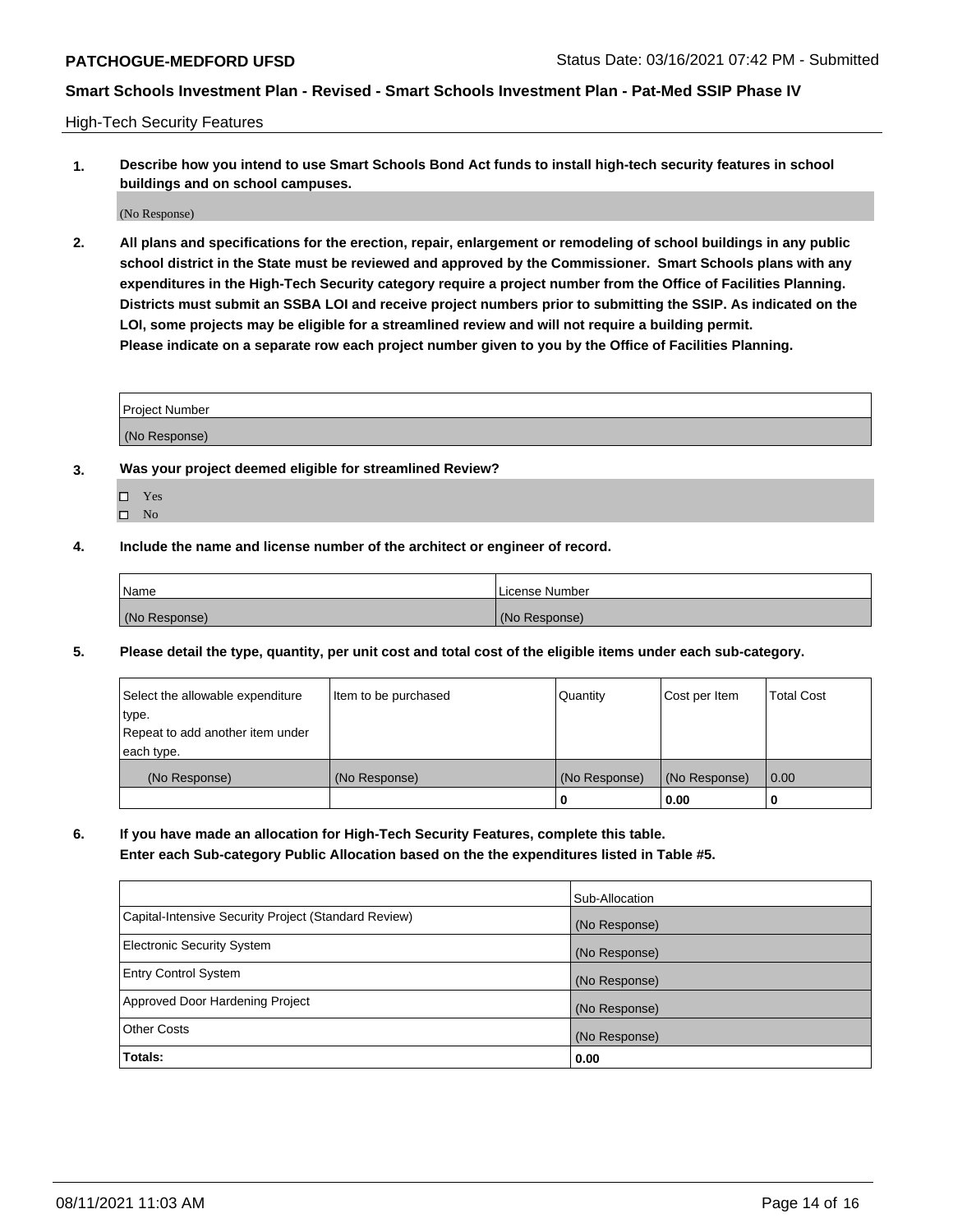High-Tech Security Features

**1. Describe how you intend to use Smart Schools Bond Act funds to install high-tech security features in school buildings and on school campuses.**

(No Response)

**2. All plans and specifications for the erection, repair, enlargement or remodeling of school buildings in any public school district in the State must be reviewed and approved by the Commissioner. Smart Schools plans with any expenditures in the High-Tech Security category require a project number from the Office of Facilities Planning. Districts must submit an SSBA LOI and receive project numbers prior to submitting the SSIP. As indicated on the LOI, some projects may be eligible for a streamlined review and will not require a building permit. Please indicate on a separate row each project number given to you by the Office of Facilities Planning.**

| Project Number |
| --- |
| (No Response) |

**3. Was your project deemed eligible for streamlined Review?**

- ☐ Yes
- ☐ No

**4. Include the name and license number of the architect or engineer of record.**

| Name | License Number |
| --- | --- |
| (No Response) | (No Response) |

**5. Please detail the type, quantity, per unit cost and total cost of the eligible items under each sub-category.**

| Select the allowable expenditure type. Repeat to add another item under each type. | Item to be purchased | Quantity | Cost per Item | Total Cost |
| --- | --- | --- | --- | --- |
| (No Response) | (No Response) | (No Response) | (No Response) | 0.00 |
| | | 0 | 0.00 | 0 |

**6. If you have made an allocation for High-Tech Security Features, complete this table. Enter each Sub-category Public Allocation based on the the expenditures listed in Table #5.**

| | Sub-Allocation |
| --- | --- |
| Capital-Intensive Security Project (Standard Review) | (No Response) |
| Electronic Security System | (No Response) |
| Entry Control System | (No Response) |
| Approved Door Hardening Project | (No Response) |
| Other Costs | (No Response) |
| **Totals:** | **0.00** |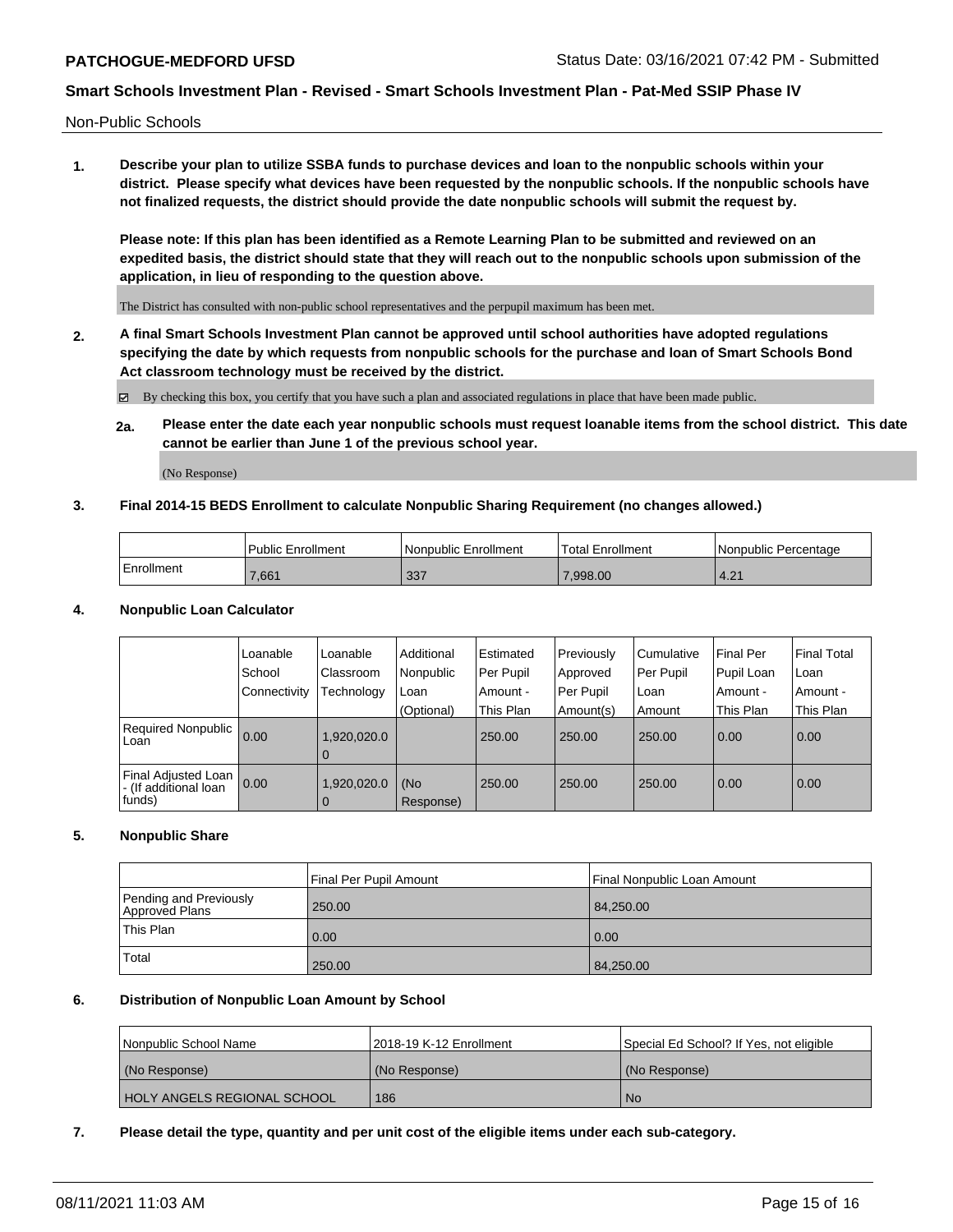Non-Public Schools

**1. Describe your plan to utilize SSBA funds to purchase devices and loan to the nonpublic schools within your district. Please specify what devices have been requested by the nonpublic schools. If the nonpublic schools have not finalized requests, the district should provide the date nonpublic schools will submit the request by.**

**Please note: If this plan has been identified as a Remote Learning Plan to be submitted and reviewed on an expedited basis, the district should state that they will reach out to the nonpublic schools upon submission of the application, in lieu of responding to the question above.**

The District has consulted with non-public school representatives and the perpupil maximum has been met.

**2. A final Smart Schools Investment Plan cannot be approved until school authorities have adopted regulations specifying the date by which requests from nonpublic schools for the purchase and loan of Smart Schools Bond Act classroom technology must be received by the district.**

☑ By checking this box, you certify that you have such a plan and associated regulations in place that have been made public.

**2a. Please enter the date each year nonpublic schools must request loanable items from the school district. This date cannot be earlier than June 1 of the previous school year.**

(No Response)

**3. Final 2014-15 BEDS Enrollment to calculate Nonpublic Sharing Requirement (no changes allowed.)**

| | Public Enrollment | Nonpublic Enrollment | Total Enrollment | Nonpublic Percentage |
|---|---|---|---|---|
| Enrollment | 7,661 | 337 | 7,998.00 | 4.21 |

**4. Nonpublic Loan Calculator**

| | Loanable School Connectivity | Loanable Classroom Technology | Additional Nonpublic Loan (Optional) | Estimated Per Pupil Amount - This Plan | Previously Approved Per Pupil Amount(s) | Cumulative Per Pupil Loan Amount | Final Per Pupil Loan Amount - This Plan | Final Total Loan Amount - This Plan |
|---|---|---|---|---|---|---|---|---|
| Required Nonpublic Loan | 0.00 | 1,920,020.00 | | 250.00 | 250.00 | 250.00 | 0.00 | 0.00 |
| Final Adjusted Loan - (If additional loan funds) | 0.00 | 1,920,020.00 | (No Response) | 250.00 | 250.00 | 250.00 | 0.00 | 0.00 |

**5. Nonpublic Share**

| | Final Per Pupil Amount | Final Nonpublic Loan Amount |
|---|---|---|
| Pending and Previously Approved Plans | 250.00 | 84,250.00 |
| This Plan | 0.00 | 0.00 |
| Total | 250.00 | 84,250.00 |

**6. Distribution of Nonpublic Loan Amount by School**

| Nonpublic School Name | 2018-19 K-12 Enrollment | Special Ed School? If Yes, not eligible |
|---|---|---|
| (No Response) | (No Response) | (No Response) |
| HOLY ANGELS REGIONAL SCHOOL | 186 | No |

**7. Please detail the type, quantity and per unit cost of the eligible items under each sub-category.**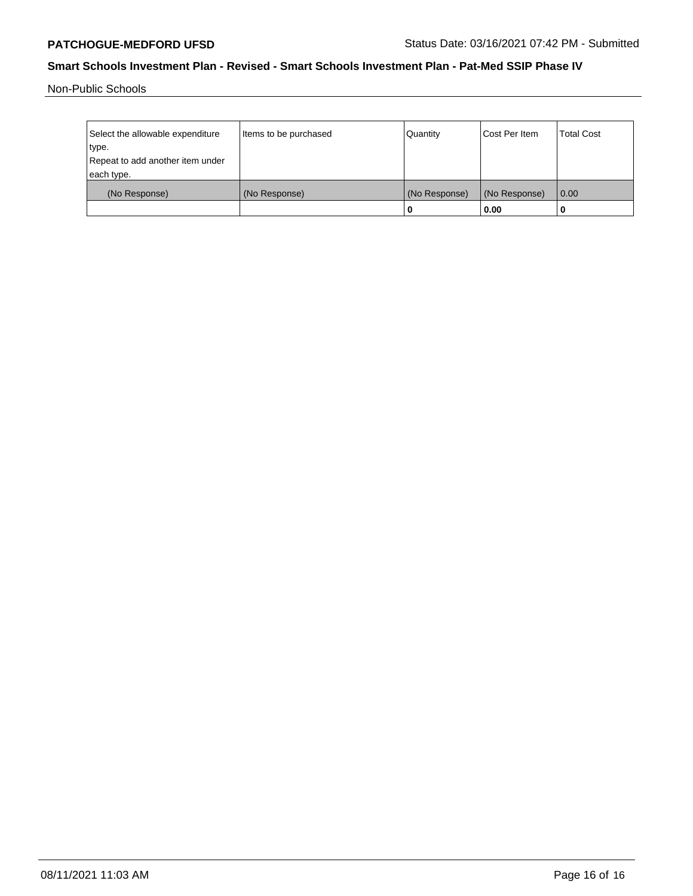Non-Public Schools

| Select the allowable expenditure type. Repeat to add another item under each type. | Items to be purchased | Quantity | Cost Per Item | Total Cost |
|---|---|---|---|---|
| (No Response) | (No Response) | (No Response) | (No Response) | 0.00 |
| | | **0** | **0.00** | **0** |